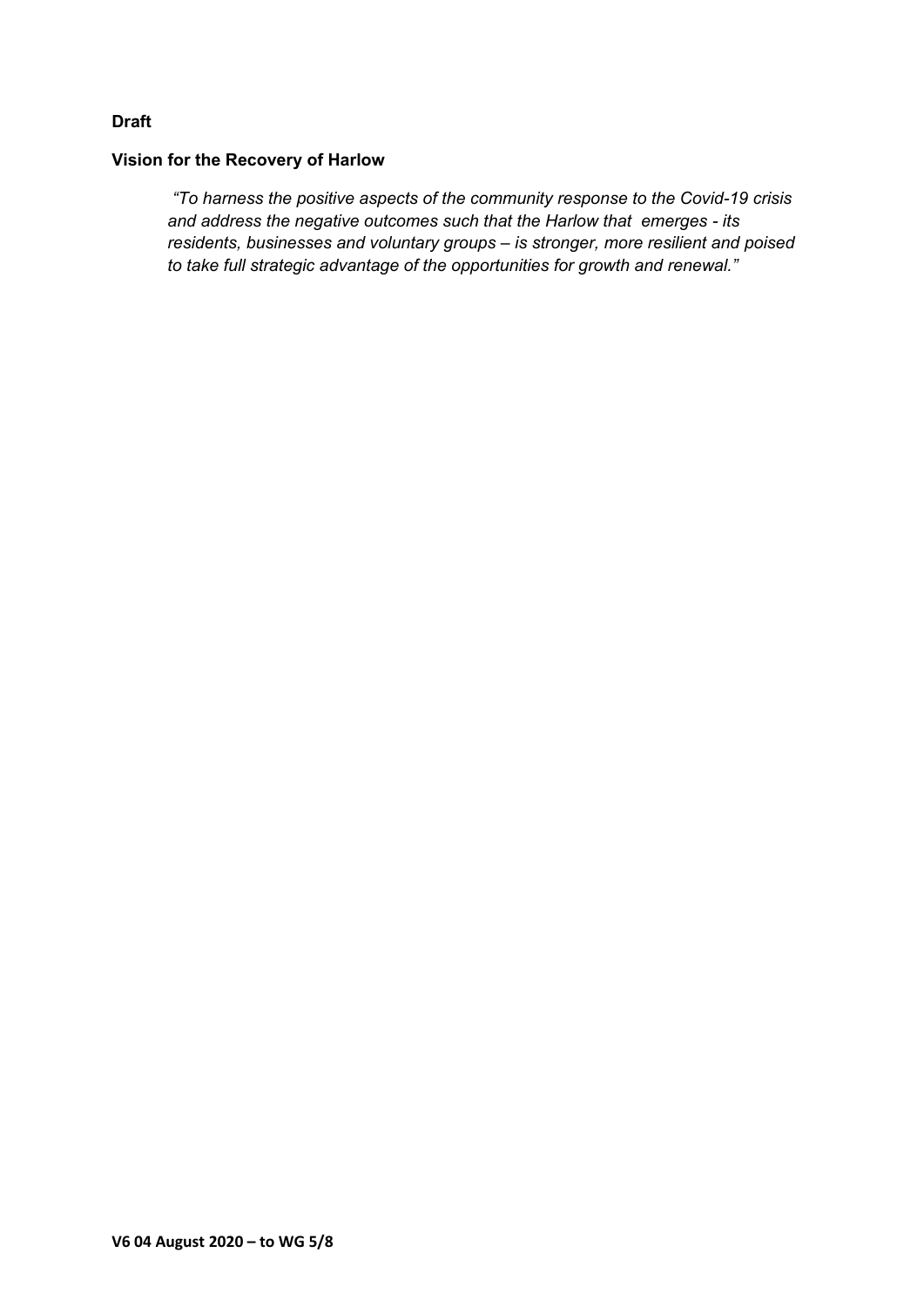**Draft**

**Vision for the Recovery of Harlow**

> *"To harness the positive aspects of the community response to the Covid-19 crisis and address the negative outcomes such that the Harlow that emerges - its residents, businesses and voluntary groups – is stronger, more resilient and poised to take full strategic advantage of the opportunities for growth and renewal."*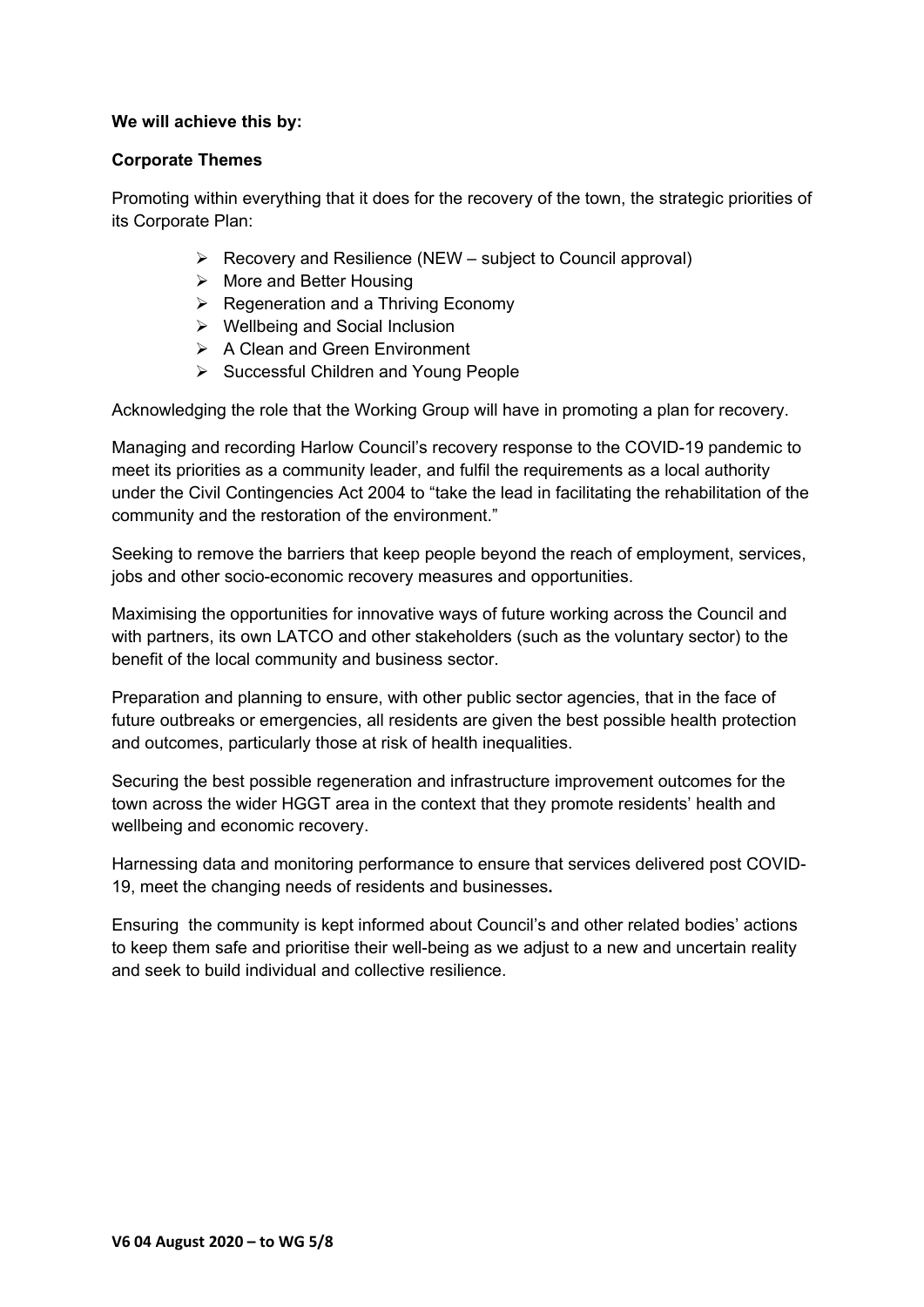**We will achieve this by:**

**Corporate Themes**

Promoting within everything that it does for the recovery of the town, the strategic priorities of its Corporate Plan:

- Recovery and Resilience (NEW – subject to Council approval)
- More and Better Housing
- Regeneration and a Thriving Economy
- Wellbeing and Social Inclusion
- A Clean and Green Environment
- Successful Children and Young People

Acknowledging the role that the Working Group will have in promoting a plan for recovery.

Managing and recording Harlow Council's recovery response to the COVID-19 pandemic to meet its priorities as a community leader, and fulfil the requirements as a local authority under the Civil Contingencies Act 2004 to "take the lead in facilitating the rehabilitation of the community and the restoration of the environment."

Seeking to remove the barriers that keep people beyond the reach of employment, services, jobs and other socio-economic recovery measures and opportunities.

Maximising the opportunities for innovative ways of future working across the Council and with partners, its own LATCO and other stakeholders (such as the voluntary sector) to the benefit of the local community and business sector.

Preparation and planning to ensure, with other public sector agencies, that in the face of future outbreaks or emergencies, all residents are given the best possible health protection and outcomes, particularly those at risk of health inequalities.

Securing the best possible regeneration and infrastructure improvement outcomes for the town across the wider HGGT area in the context that they promote residents' health and wellbeing and economic recovery.

Harnessing data and monitoring performance to ensure that services delivered post COVID-19, meet the changing needs of residents and businesses**.**

Ensuring the community is kept informed about Council's and other related bodies' actions to keep them safe and prioritise their well-being as we adjust to a new and uncertain reality and seek to build individual and collective resilience.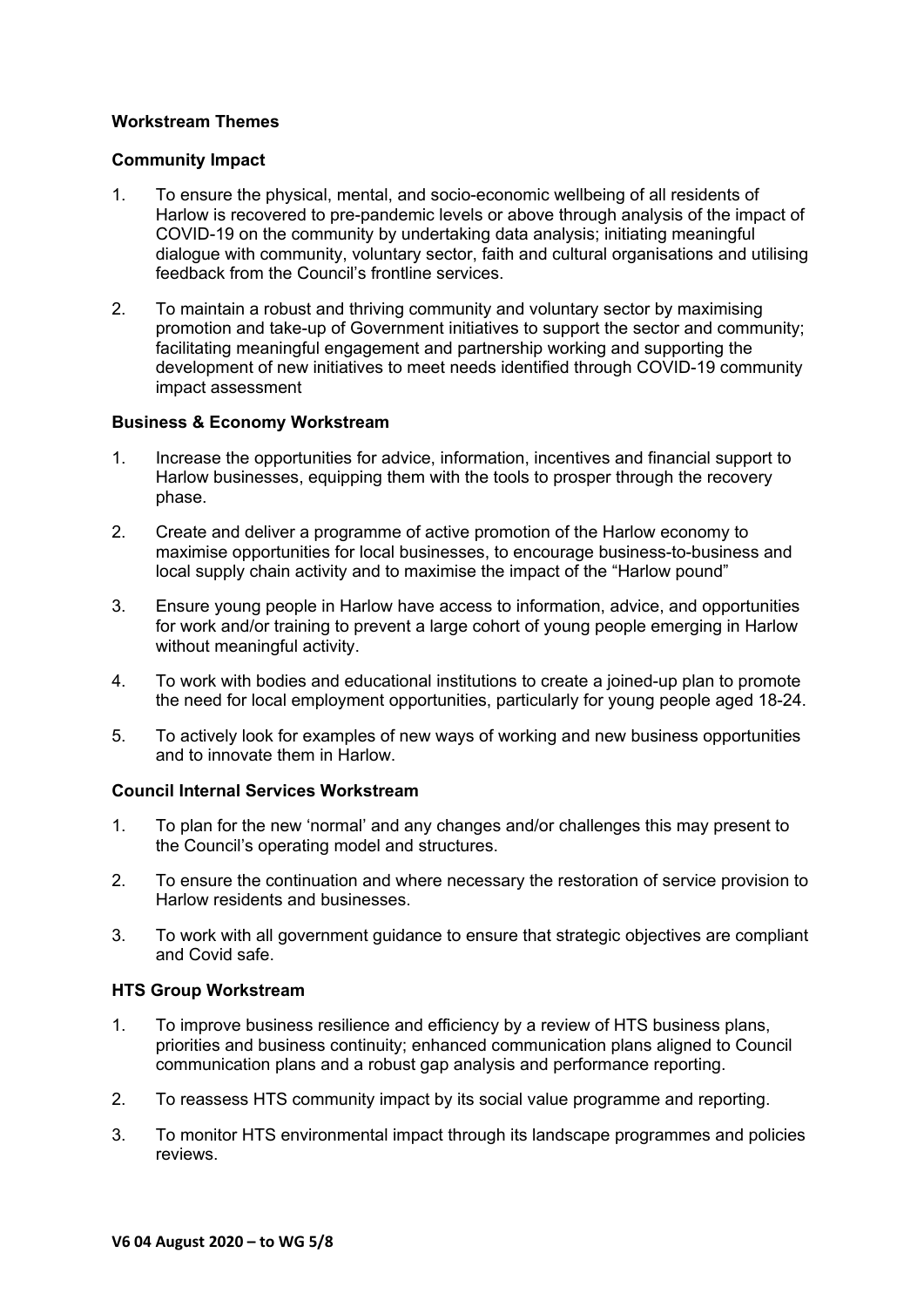**Workstream Themes**

**Community Impact**

1. To ensure the physical, mental, and socio-economic wellbeing of all residents of Harlow is recovered to pre-pandemic levels or above through analysis of the impact of COVID-19 on the community by undertaking data analysis; initiating meaningful dialogue with community, voluntary sector, faith and cultural organisations and utilising feedback from the Council's frontline services.

2. To maintain a robust and thriving community and voluntary sector by maximising promotion and take-up of Government initiatives to support the sector and community; facilitating meaningful engagement and partnership working and supporting the development of new initiatives to meet needs identified through COVID-19 community impact assessment

**Business & Economy Workstream**

1. Increase the opportunities for advice, information, incentives and financial support to Harlow businesses, equipping them with the tools to prosper through the recovery phase.

2. Create and deliver a programme of active promotion of the Harlow economy to maximise opportunities for local businesses, to encourage business-to-business and local supply chain activity and to maximise the impact of the "Harlow pound"

3. Ensure young people in Harlow have access to information, advice, and opportunities for work and/or training to prevent a large cohort of young people emerging in Harlow without meaningful activity.

4. To work with bodies and educational institutions to create a joined-up plan to promote the need for local employment opportunities, particularly for young people aged 18-24.

5. To actively look for examples of new ways of working and new business opportunities and to innovate them in Harlow.

**Council Internal Services Workstream**

1. To plan for the new 'normal' and any changes and/or challenges this may present to the Council's operating model and structures.

2. To ensure the continuation and where necessary the restoration of service provision to Harlow residents and businesses.

3. To work with all government guidance to ensure that strategic objectives are compliant and Covid safe.

**HTS Group Workstream**

1. To improve business resilience and efficiency by a review of HTS business plans, priorities and business continuity; enhanced communication plans aligned to Council communication plans and a robust gap analysis and performance reporting.

2. To reassess HTS community impact by its social value programme and reporting.

3. To monitor HTS environmental impact through its landscape programmes and policies reviews.

**V6 04 August 2020 – to WG 5/8**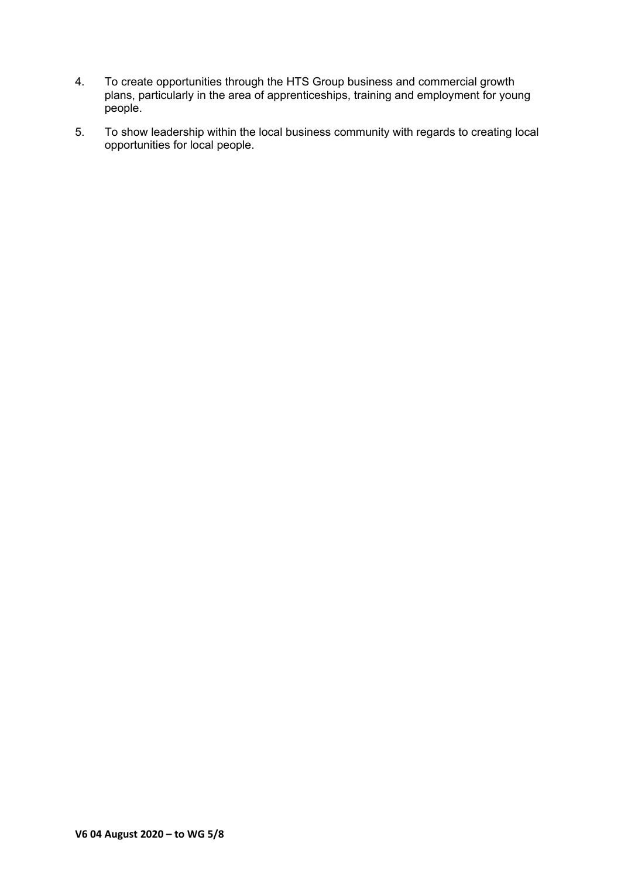4. To create opportunities through the HTS Group business and commercial growth plans, particularly in the area of apprenticeships, training and employment for young people.

5. To show leadership within the local business community with regards to creating local opportunities for local people.